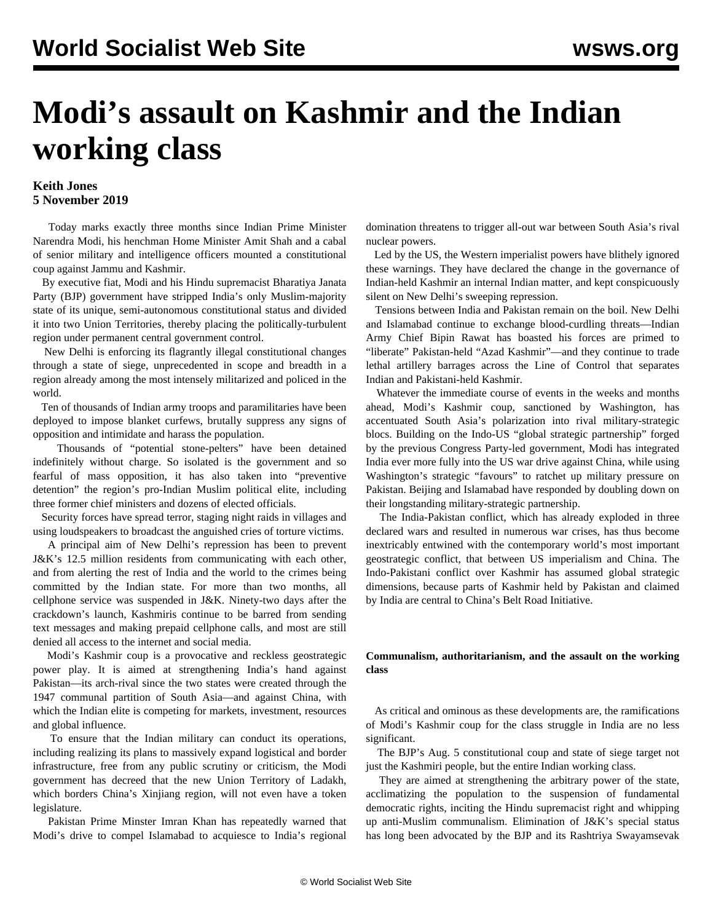# Modi's assault on Kashmir and the Indian working class

**Keith Jones**
**5 November 2019**

Today marks exactly three months since Indian Prime Minister Narendra Modi, his henchman Home Minister Amit Shah and a cabal of senior military and intelligence officers mounted a constitutional coup against Jammu and Kashmir.

By executive fiat, Modi and his Hindu supremacist Bharatiya Janata Party (BJP) government have stripped India's only Muslim-majority state of its unique, semi-autonomous constitutional status and divided it into two Union Territories, thereby placing the politically-turbulent region under permanent central government control.

New Delhi is enforcing its flagrantly illegal constitutional changes through a state of siege, unprecedented in scope and breadth in a region already among the most intensely militarized and policed in the world.

Ten of thousands of Indian army troops and paramilitaries have been deployed to impose blanket curfews, brutally suppress any signs of opposition and intimidate and harass the population.

Thousands of "potential stone-pelters" have been detained indefinitely without charge. So isolated is the government and so fearful of mass opposition, it has also taken into "preventive detention" the region's pro-Indian Muslim political elite, including three former chief ministers and dozens of elected officials.

Security forces have spread terror, staging night raids in villages and using loudspeakers to broadcast the anguished cries of torture victims.

A principal aim of New Delhi's repression has been to prevent J&K's 12.5 million residents from communicating with each other, and from alerting the rest of India and the world to the crimes being committed by the Indian state. For more than two months, all cellphone service was suspended in J&K. Ninety-two days after the crackdown's launch, Kashmiris continue to be barred from sending text messages and making prepaid cellphone calls, and most are still denied all access to the internet and social media.

Modi's Kashmir coup is a provocative and reckless geostrategic power play. It is aimed at strengthening India's hand against Pakistan—its arch-rival since the two states were created through the 1947 communal partition of South Asia—and against China, with which the Indian elite is competing for markets, investment, resources and global influence.

To ensure that the Indian military can conduct its operations, including realizing its plans to massively expand logistical and border infrastructure, free from any public scrutiny or criticism, the Modi government has decreed that the new Union Territory of Ladakh, which borders China's Xinjiang region, will not even have a token legislature.

Pakistan Prime Minster Imran Khan has repeatedly warned that Modi's drive to compel Islamabad to acquiesce to India's regional domination threatens to trigger all-out war between South Asia's rival nuclear powers.

Led by the US, the Western imperialist powers have blithely ignored these warnings. They have declared the change in the governance of Indian-held Kashmir an internal Indian matter, and kept conspicuously silent on New Delhi's sweeping repression.

Tensions between India and Pakistan remain on the boil. New Delhi and Islamabad continue to exchange blood-curdling threats—Indian Army Chief Bipin Rawat has boasted his forces are primed to "liberate" Pakistan-held "Azad Kashmir"—and they continue to trade lethal artillery barrages across the Line of Control that separates Indian and Pakistani-held Kashmir.

Whatever the immediate course of events in the weeks and months ahead, Modi's Kashmir coup, sanctioned by Washington, has accentuated South Asia's polarization into rival military-strategic blocs. Building on the Indo-US "global strategic partnership" forged by the previous Congress Party-led government, Modi has integrated India ever more fully into the US war drive against China, while using Washington's strategic "favours" to ratchet up military pressure on Pakistan. Beijing and Islamabad have responded by doubling down on their longstanding military-strategic partnership.

The India-Pakistan conflict, which has already exploded in three declared wars and resulted in numerous war crises, has thus become inextricably entwined with the contemporary world's most important geostrategic conflict, that between US imperialism and China. The Indo-Pakistani conflict over Kashmir has assumed global strategic dimensions, because parts of Kashmir held by Pakistan and claimed by India are central to China's Belt Road Initiative.

**Communalism, authoritarianism, and the assault on the working class**

As critical and ominous as these developments are, the ramifications of Modi's Kashmir coup for the class struggle in India are no less significant.

The BJP's Aug. 5 constitutional coup and state of siege target not just the Kashmiri people, but the entire Indian working class.

They are aimed at strengthening the arbitrary power of the state, acclimatizing the population to the suspension of fundamental democratic rights, inciting the Hindu supremacist right and whipping up anti-Muslim communalism. Elimination of J&K's special status has long been advocated by the BJP and its Rashtriya Swayamsevak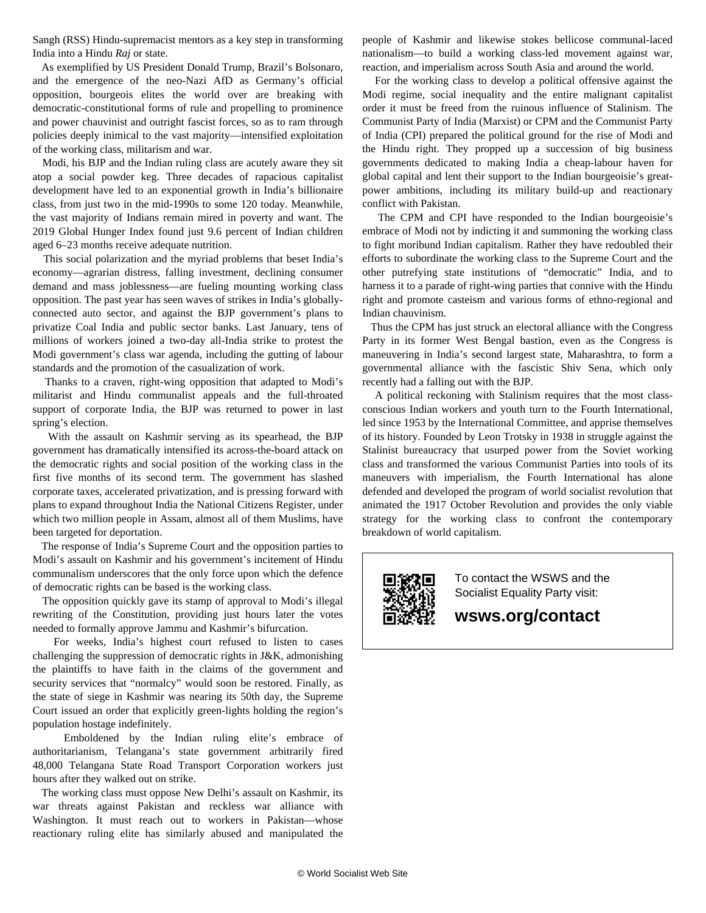Sangh (RSS) Hindu-supremacist mentors as a key step in transforming India into a Hindu *Raj* or state.

As exemplified by US President Donald Trump, Brazil's Bolsonaro, and the emergence of the neo-Nazi AfD as Germany's official opposition, bourgeois elites the world over are breaking with democratic-constitutional forms of rule and propelling to prominence and power chauvinist and outright fascist forces, so as to ram through policies deeply inimical to the vast majority—intensified exploitation of the working class, militarism and war.

Modi, his BJP and the Indian ruling class are acutely aware they sit atop a social powder keg. Three decades of rapacious capitalist development have led to an exponential growth in India's billionaire class, from just two in the mid-1990s to some 120 today. Meanwhile, the vast majority of Indians remain mired in poverty and want. The 2019 Global Hunger Index found just 9.6 percent of Indian children aged 6–23 months receive adequate nutrition.

This social polarization and the myriad problems that beset India's economy—agrarian distress, falling investment, declining consumer demand and mass joblessness—are fueling mounting working class opposition. The past year has seen waves of strikes in India's globally-connected auto sector, and against the BJP government's plans to privatize Coal India and public sector banks. Last January, tens of millions of workers joined a two-day all-India strike to protest the Modi government's class war agenda, including the gutting of labour standards and the promotion of the casualization of work.

Thanks to a craven, right-wing opposition that adapted to Modi's militarist and Hindu communalist appeals and the full-throated support of corporate India, the BJP was returned to power in last spring's election.

With the assault on Kashmir serving as its spearhead, the BJP government has dramatically intensified its across-the-board attack on the democratic rights and social position of the working class in the first five months of its second term. The government has slashed corporate taxes, accelerated privatization, and is pressing forward with plans to expand throughout India the National Citizens Register, under which two million people in Assam, almost all of them Muslims, have been targeted for deportation.

The response of India's Supreme Court and the opposition parties to Modi's assault on Kashmir and his government's incitement of Hindu communalism underscores that the only force upon which the defence of democratic rights can be based is the working class.

The opposition quickly gave its stamp of approval to Modi's illegal rewriting of the Constitution, providing just hours later the votes needed to formally approve Jammu and Kashmir's bifurcation.

For weeks, India's highest court refused to listen to cases challenging the suppression of democratic rights in J&K, admonishing the plaintiffs to have faith in the claims of the government and security services that "normalcy" would soon be restored. Finally, as the state of siege in Kashmir was nearing its 50th day, the Supreme Court issued an order that explicitly green-lights holding the region's population hostage indefinitely.

Emboldened by the Indian ruling elite's embrace of authoritarianism, Telangana's state government arbitrarily fired 48,000 Telangana State Road Transport Corporation workers just hours after they walked out on strike.

The working class must oppose New Delhi's assault on Kashmir, its war threats against Pakistan and reckless war alliance with Washington. It must reach out to workers in Pakistan—whose reactionary ruling elite has similarly abused and manipulated the people of Kashmir and likewise stokes bellicose communal-laced nationalism—to build a working class-led movement against war, reaction, and imperialism across South Asia and around the world.

For the working class to develop a political offensive against the Modi regime, social inequality and the entire malignant capitalist order it must be freed from the ruinous influence of Stalinism. The Communist Party of India (Marxist) or CPM and the Communist Party of India (CPI) prepared the political ground for the rise of Modi and the Hindu right. They propped up a succession of big business governments dedicated to making India a cheap-labour haven for global capital and lent their support to the Indian bourgeoisie's great-power ambitions, including its military build-up and reactionary conflict with Pakistan.

The CPM and CPI have responded to the Indian bourgeoisie's embrace of Modi not by indicting it and summoning the working class to fight moribund Indian capitalism. Rather they have redoubled their efforts to subordinate the working class to the Supreme Court and the other putrefying state institutions of "democratic" India, and to harness it to a parade of right-wing parties that connive with the Hindu right and promote casteism and various forms of ethno-regional and Indian chauvinism.

Thus the CPM has just struck an electoral alliance with the Congress Party in its former West Bengal bastion, even as the Congress is maneuvering in India's second largest state, Maharashtra, to form a governmental alliance with the fascistic Shiv Sena, which only recently had a falling out with the BJP.

A political reckoning with Stalinism requires that the most class-conscious Indian workers and youth turn to the Fourth International, led since 1953 by the International Committee, and apprise themselves of its history. Founded by Leon Trotsky in 1938 in struggle against the Stalinist bureaucracy that usurped power from the Soviet working class and transformed the various Communist Parties into tools of its maneuvers with imperialism, the Fourth International has alone defended and developed the program of world socialist revolution that animated the 1917 October Revolution and provides the only viable strategy for the working class to confront the contemporary breakdown of world capitalism.

To contact the WSWS and the Socialist Equality Party visit:

**wsws.org/contact**